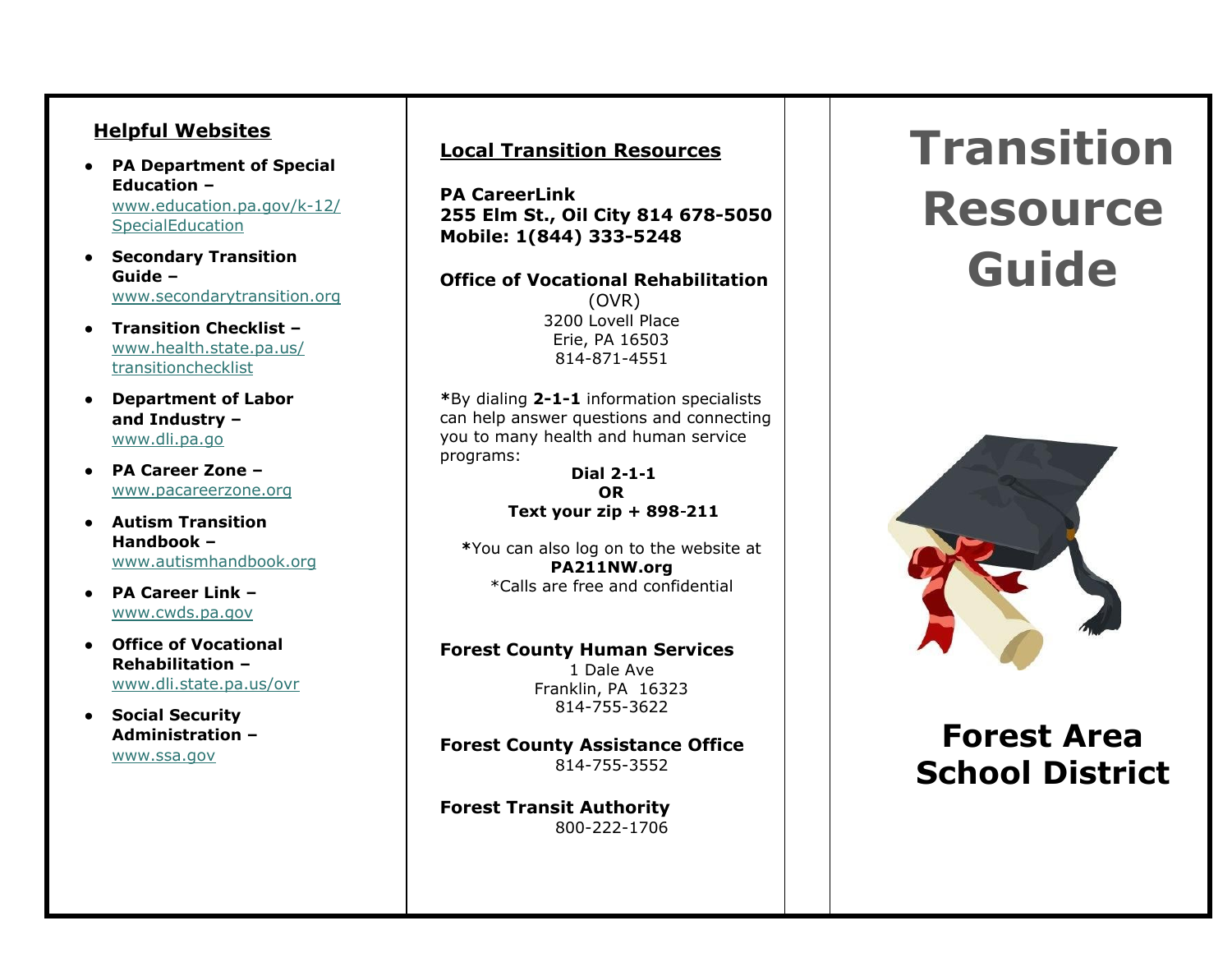## Helpful Websites

- **PA Department of Special Education –** www.education.pa.gov/k-12/SpecialEducation
- **Secondary Transition Guide –** www.secondarytransition.org
- **Transition Checklist –** www.health.state.pa.us/transitionchecklist
- **Department of Labor and Industry –** www.dli.pa.go
- **PA Career Zone –** www.pacareerzone.org
- **Autism Transition Handbook –** www.autismhandbook.org
- **PA Career Link –** www.cwds.pa.gov
- **Office of Vocational Rehabilitation –** www.dli.state.pa.us/ovr
- **Social Security Administration –** www.ssa.gov

## Local Transition Resources

**PA CareerLink**
**255 Elm St., Oil City 814 678-5050**
**Mobile: 1(844) 333-5248**

**Office of Vocational Rehabilitation**
(OVR)
3200 Lovell Place
Erie, PA 16503
814-871-4551

***By dialing 2-1-1** information specialists can help answer questions and connecting you to many health and human service programs:

**Dial 2-1-1**
**OR**
**Text your zip + 898-211**

***You can also log on to the website at**
**PA211NW.org**
*Calls are free and confidential

**Forest County Human Services**
1 Dale Ave
Franklin, PA 16323
814-755-3622

**Forest County Assistance Office**
814-755-3552

**Forest Transit Authority**
800-222-1706

# Transition Resource Guide

## Forest Area School District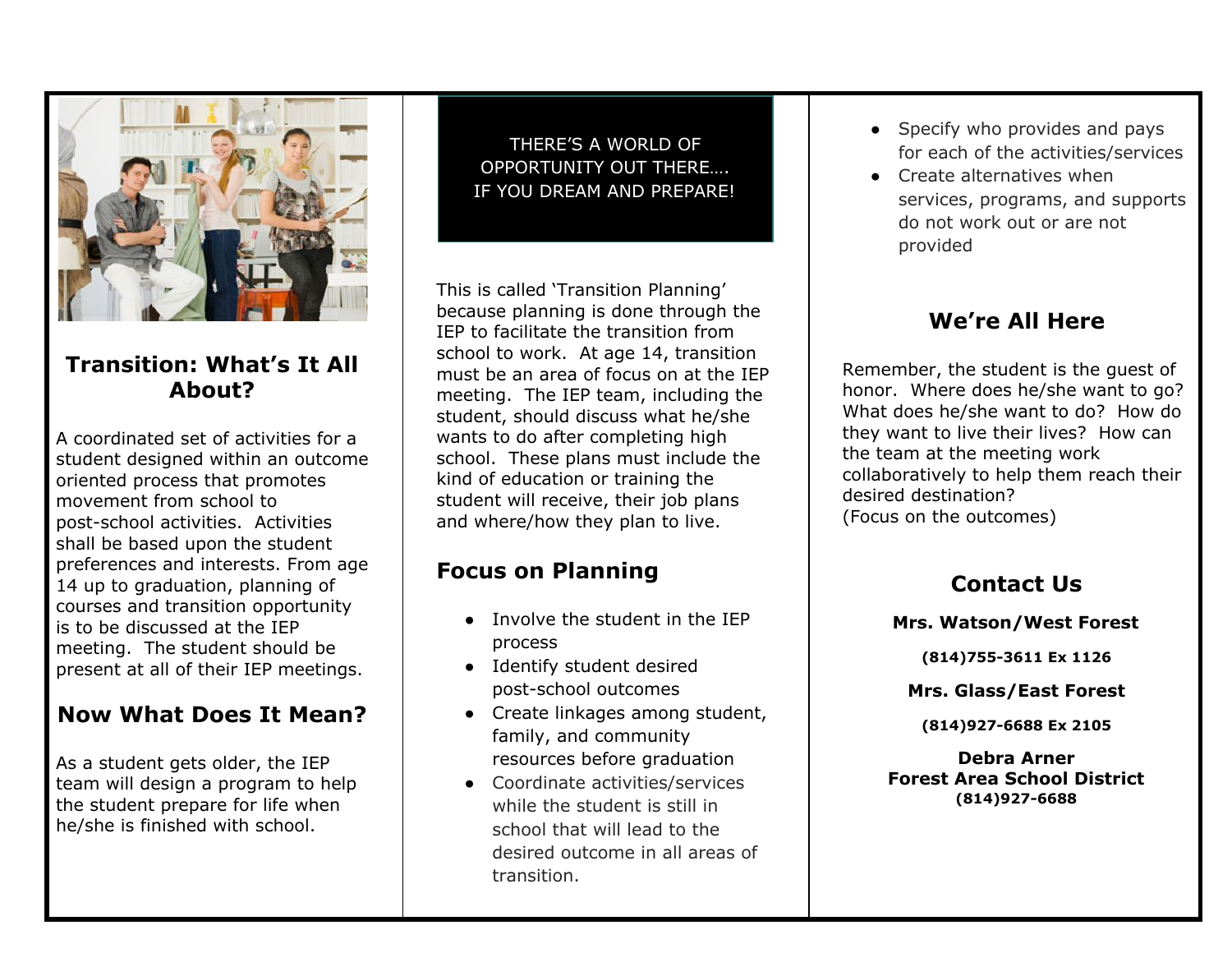## Transition: What's It All About?

A coordinated set of activities for a student designed within an outcome oriented process that promotes movement from school to post-school activities. Activities shall be based upon the student preferences and interests. From age 14 up to graduation, planning of courses and transition opportunity is to be discussed at the IEP meeting. The student should be present at all of their IEP meetings.

## Now What Does It Mean?

As a student gets older, the IEP team will design a program to help the student prepare for life when he/she is finished with school.

THERE'S A WORLD OF OPPORTUNITY OUT THERE…. IF YOU DREAM AND PREPARE!

This is called 'Transition Planning' because planning is done through the IEP to facilitate the transition from school to work. At age 14, transition must be an area of focus on at the IEP meeting. The IEP team, including the student, should discuss what he/she wants to do after completing high school. These plans must include the kind of education or training the student will receive, their job plans and where/how they plan to live.

## Focus on Planning

- Involve the student in the IEP process
- Identify student desired post-school outcomes
- Create linkages among student, family, and community resources before graduation
- Coordinate activities/services while the student is still in school that will lead to the desired outcome in all areas of transition.
- Specify who provides and pays for each of the activities/services
- Create alternatives when services, programs, and supports do not work out or are not provided

## We're All Here

Remember, the student is the guest of honor. Where does he/she want to go? What does he/she want to do? How do they want to live their lives? How can the team at the meeting work collaboratively to help them reach their desired destination?
(Focus on the outcomes)

## Contact Us

**Mrs. Watson/West Forest**

**(814)755-3611 Ex 1126**

**Mrs. Glass/East Forest**

**(814)927-6688 Ex 2105**

**Debra Arner**
**Forest Area School District**
**(814)927-6688**